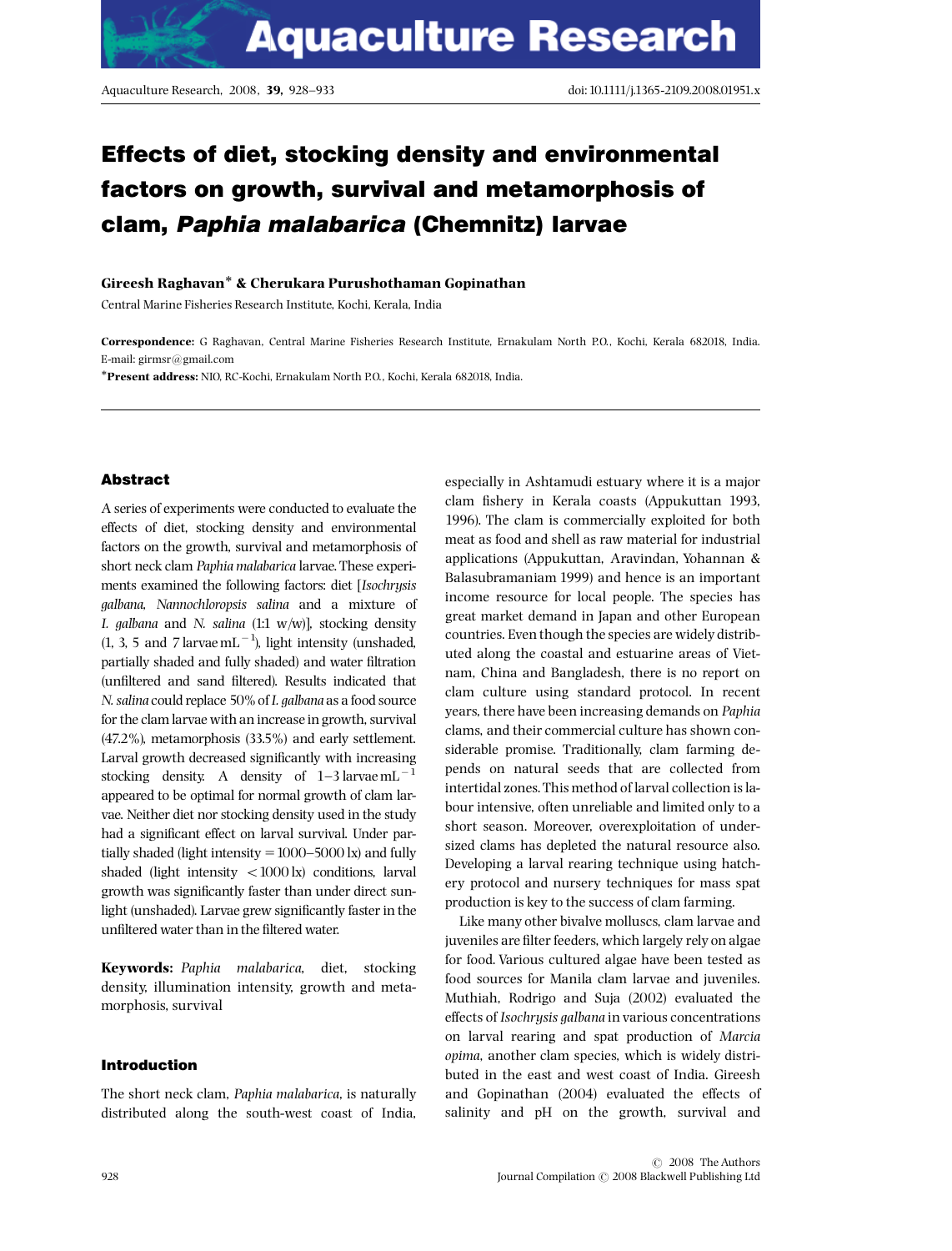# Effects of diet, stocking density and environmental factors on growth, survival and metamorphosis of clam, *Paphia malabarica* (Chemnitz) larvae

**Gireesh Raghavan*** **& Cherukara Purushothaman Gopinathan**

Central Marine Fisheries Research Institute, Kochi, Kerala, India

**Correspondence:** G Raghavan, Central Marine Fisheries Research Institute, Ernakulam North P.O., Kochi, Kerala 682018, India. E-mail: girmsr@gmail.com

***Present address:** NIO, RC-Kochi, Ernakulam North P.O., Kochi, Kerala 682018, India.

## Abstract

A series of experiments were conducted to evaluate the effects of diet, stocking density and environmental factors on the growth, survival and metamorphosis of short neck clam *Paphia malabarica* larvae. These experiments examined the following factors: diet [*Isochrysis galbana*, *Nannochloropsis salina* and a mixture of *I. galbana* and *N. salina* (1:1 w/w)], stocking density (1, 3, 5 and 7 larvae mL$^{-1}$), light intensity (unshaded, partially shaded and fully shaded) and water filtration (unfiltered and sand filtered). Results indicated that *N. salina* could replace 50% of *I. galbana* as a food source for the clam larvae with an increase in growth, survival (47.2%), metamorphosis (33.5%) and early settlement. Larval growth decreased significantly with increasing stocking density. A density of 1–3 larvae mL$^{-1}$ appeared to be optimal for normal growth of clam larvae. Neither diet nor stocking density used in the study had a significant effect on larval survival. Under partially shaded (light intensity = 1000–5000 lx) and fully shaded (light intensity < 1000 lx) conditions, larval growth was significantly faster than under direct sunlight (unshaded). Larvae grew significantly faster in the unfiltered water than in the filtered water.

**Keywords:** *Paphia malabarica*, diet, stocking density, illumination intensity, growth and metamorphosis, survival

## Introduction

The short neck clam, *Paphia malabarica*, is naturally distributed along the south-west coast of India, especially in Ashtamudi estuary where it is a major clam fishery in Kerala coasts (Appukuttan 1993, 1996). The clam is commercially exploited for both meat as food and shell as raw material for industrial applications (Appukuttan, Aravindan, Yohannan & Balasubramaniam 1999) and hence is an important income resource for local people. The species has great market demand in Japan and other European countries. Even though the species are widely distributed along the coastal and estuarine areas of Vietnam, China and Bangladesh, there is no report on clam culture using standard protocol. In recent years, there have been increasing demands on *Paphia* clams, and their commercial culture has shown considerable promise. Traditionally, clam farming depends on natural seeds that are collected from intertidal zones. This method of larval collection is labour intensive, often unreliable and limited only to a short season. Moreover, overexploitation of undersized clams has depleted the natural resource also. Developing a larval rearing technique using hatchery protocol and nursery techniques for mass spat production is key to the success of clam farming.

Like many other bivalve molluscs, clam larvae and juveniles are filter feeders, which largely rely on algae for food. Various cultured algae have been tested as food sources for Manila clam larvae and juveniles. Muthiah, Rodrigo and Suja (2002) evaluated the effects of *Isochrysis galbana* in various concentrations on larval rearing and spat production of *Marcia opima*, another clam species, which is widely distributed in the east and west coast of India. Gireesh and Gopinathan (2004) evaluated the effects of salinity and pH on the growth, survival and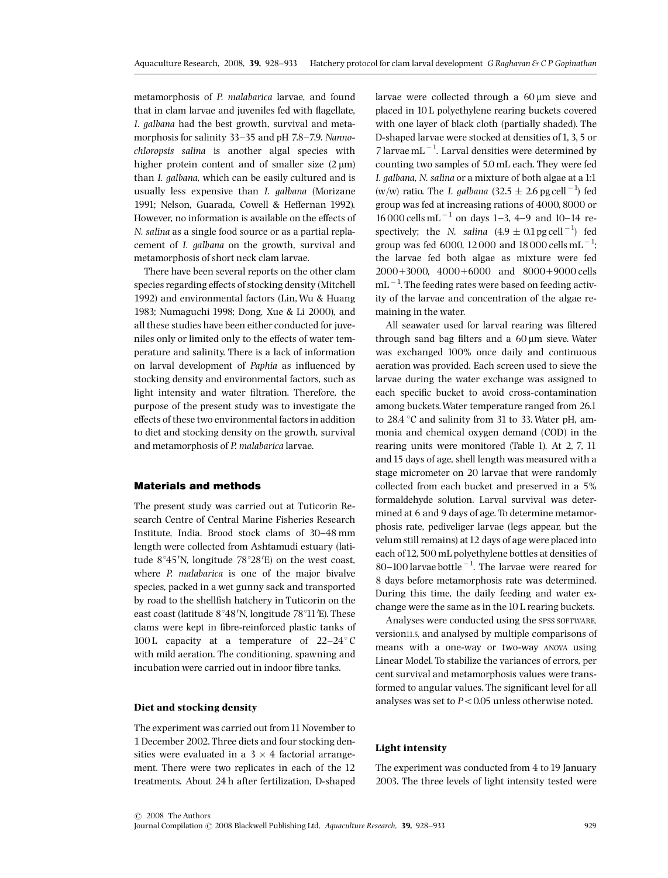metamorphosis of *P. malabarica* larvae, and found that in clam larvae and juveniles fed with flagellate, *I. galbana* had the best growth, survival and metamorphosis for salinity 33–35 and pH 7.8–7.9. *Nannochloropsis salina* is another algal species with higher protein content and of smaller size (2 μm) than *I. galbana*, which can be easily cultured and is usually less expensive than *I. galbana* (Morizane 1991; Nelson, Guarada, Cowell & Heffernan 1992). However, no information is available on the effects of *N. salina* as a single food source or as a partial replacement of *I. galbana* on the growth, survival and metamorphosis of short neck clam larvae.

There have been several reports on the other clam species regarding effects of stocking density (Mitchell 1992) and environmental factors (Lin, Wu & Huang 1983; Numaguchi 1998; Dong, Xue & Li 2000), and all these studies have been either conducted for juveniles only or limited only to the effects of water temperature and salinity. There is a lack of information on larval development of *Paphia* as influenced by stocking density and environmental factors, such as light intensity and water filtration. Therefore, the purpose of the present study was to investigate the effects of these two environmental factors in addition to diet and stocking density on the growth, survival and metamorphosis of *P. malabarica* larvae.

## Materials and methods

The present study was carried out at Tuticorin Research Centre of Central Marine Fisheries Research Institute, India. Brood stock clams of 30–48 mm length were collected from Ashtamudi estuary (latitude 8°45′N, longitude 78°28′E) on the west coast, where *P. malabarica* is one of the major bivalve species, packed in a wet gunny sack and transported by road to the shellfish hatchery in Tuticorin on the east coast (latitude 8°48′N, longitude 78°11′E). These clams were kept in fibre-reinforced plastic tanks of 100 L capacity at a temperature of 22–24 °C with mild aeration. The conditioning, spawning and incubation were carried out in indoor fibre tanks.

### Diet and stocking density

The experiment was carried out from 11 November to 1 December 2002. Three diets and four stocking densities were evaluated in a $3 \times 4$ factorial arrangement. There were two replicates in each of the 12 treatments. About 24 h after fertilization, D-shaped larvae were collected through a 60 μm sieve and placed in 10 L polyethylene rearing buckets covered with one layer of black cloth (partially shaded). The D-shaped larvae were stocked at densities of 1, 3, 5 or 7 larvae $mL^{-1}$. Larval densities were determined by counting two samples of 5.0 mL each. They were fed *I. galbana*, *N. salina* or a mixture of both algae at a 1:1 (w/w) ratio. The *I. galbana* ($32.5 \pm 2.6$ pg $cell^{-1}$) fed group was fed at increasing rations of 4000, 8000 or 16 000 cells $mL^{-1}$ on days 1–3, 4–9 and 10–14 respectively; the *N. salina* ($4.9 \pm 0.1$ pg $cell^{-1}$) fed group was fed 6000, 12 000 and 18 000 cells $mL^{-1}$; the larvae fed both algae as mixture were fed 2000+3000, 4000+6000 and 8000+9000 cells $mL^{-1}$. The feeding rates were based on feeding activity of the larvae and concentration of the algae remaining in the water.

All seawater used for larval rearing was filtered through sand bag filters and a 60 μm sieve. Water was exchanged 100% once daily and continuous aeration was provided. Each screen used to sieve the larvae during the water exchange was assigned to each specific bucket to avoid cross-contamination among buckets. Water temperature ranged from 26.1 to 28.4 °C and salinity from 31 to 33. Water pH, ammonia and chemical oxygen demand (COD) in the rearing units were monitored (Table 1). At 2, 7, 11 and 15 days of age, shell length was measured with a stage micrometer on 20 larvae that were randomly collected from each bucket and preserved in a 5% formaldehyde solution. Larval survival was determined at 6 and 9 days of age. To determine metamorphosis rate, pediveliger larvae (legs appear, but the velum still remains) at 12 days of age were placed into each of 12, 500 mL polyethylene bottles at densities of 80–100 larvae $bottle^{-1}$. The larvae were reared for 8 days before metamorphosis rate was determined. During this time, the daily feeding and water exchange were the same as in the 10 L rearing buckets.

Analyses were conducted using the SPSS SOFTWARE, version11.5, and analysed by multiple comparisons of means with a one-way or two-way ANOVA using Linear Model. To stabilize the variances of errors, per cent survival and metamorphosis values were transformed to angular values. The significant level for all analyses was set to $P < 0.05$ unless otherwise noted.

### Light intensity

The experiment was conducted from 4 to 19 January 2003. The three levels of light intensity tested were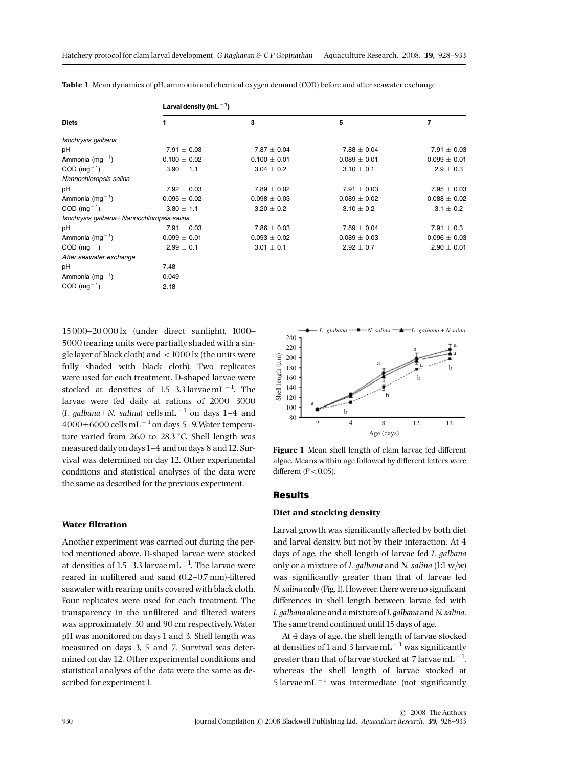**Table 1** Mean dynamics of pH, ammonia and chemical oxygen demand (COD) before and after seawater exchange

| Diets | Larval density ($mL^{-1}$) | | | |
|---|---|---|---|---|
| | 1 | 3 | 5 | 7 |
| *Isochrysis galbana* | | | | |
| pH | 7.91 ± 0.03 | 7.87 ± 0.04 | 7.88 ± 0.04 | 7.91 ± 0.03 |
| Ammonia ($mg^{-1}$) | 0.100 ± 0.02 | 0.100 ± 0.01 | 0.089 ± 0.01 | 0.099 ± 0.01 |
| COD ($mg^{-1}$) | 3.90 ± 1.1 | 3.04 ± 0.2 | 3.10 ± 0.1 | 2.9 ± 0.3 |
| *Nannochloropsis salina* | | | | |
| pH | 7.92 ± 0.03 | 7.89 ± 0.02 | 7.91 ± 0.03 | 7.95 ± 0.03 |
| Ammonia ($mg^{-1}$) | 0.095 ± 0.02 | 0.098 ± 0.03 | 0.089 ± 0.02 | 0.088 ± 0.02 |
| COD ($mg^{-1}$) | 3.80 ± 1.1 | 3.20 ± 0.2 | 3.10 ± 0.2 | 3.1 ± 0.2 |
| *Isochrysis galbana+Nannochloropsis salina* | | | | |
| pH | 7.91 ± 0.03 | 7.86 ± 0.03 | 7.89 ± 0.04 | 7.91 ± 0.3 |
| Ammonia ($mg^{-1}$) | 0.099 ± 0.01 | 0.093 ± 0.02 | 0.089 ± 0.03 | 0.096 ± 0.03 |
| COD ($mg^{-1}$) | 2.99 ± 0.1 | 3.01 ± 0.1 | 2.92 ± 0.7 | 2.90 ± 0.01 |
| *After seawater exchange* | | | | |
| pH | 7.48 | | | |
| Ammonia ($mg^{-1}$) | 0.049 | | | |
| COD ($mg^{-1}$) | 2.18 | | | |

15 000–20 000 lx (under direct sunlight), 1000–5000 (rearing units were partially shaded with a single layer of black cloth) and < 1000 lx (the units were fully shaded with black cloth). Two replicates were used for each treatment. D-shaped larvae were stocked at densities of 1.5–3.3 larvae $mL^{-1}$. The larvae were fed daily at rations of 2000+3000 (*I. galbana*+*N. salina*) cells $mL^{-1}$ on days 1–4 and 4000+6000 cells $mL^{-1}$ on days 5–9. Water temperature varied from 26.0 to 28.3 °C. Shell length was measured daily on days 1–4 and on days 8 and 12. Survival was determined on day 12. Other experimental conditions and statistical analyses of the data were the same as described for the previous experiment.

### Water filtration

Another experiment was carried out during the period mentioned above. D-shaped larvae were stocked at densities of 1.5–3.3 larvae $mL^{-1}$. The larvae were reared in unfiltered and sand (0.2–0.7 mm)-filtered seawater with rearing units covered with black cloth. Four replicates were used for each treatment. The transparency in the unfiltered and filtered waters was approximately 30 and 90 cm respectively. Water pH was monitored on days 1 and 3. Shell length was measured on days 3, 5 and 7. Survival was determined on day 12. Other experimental conditions and statistical analyses of the data were the same as described for experiment 1.

**Figure 1** Mean shell length of clam larvae fed different algae. Means within age followed by different letters were different ($P < 0.05$).

## Results

### Diet and stocking density

Larval growth was significantly affected by both diet and larval density, but not by their interaction. At 4 days of age, the shell length of larvae fed *I. galbana* only or a mixture of *I. galbana* and *N. salina* (1:1 w/w) was significantly greater than that of larvae fed *N. salina* only (Fig. 1). However, there were no significant differences in shell length between larvae fed with *I. galbana* alone and a mixture of *I. galbana* and *N. salina*. The same trend continued until 15 days of age.

At 4 days of age, the shell length of larvae stocked at densities of 1 and 3 larvae $mL^{-1}$ was significantly greater than that of larvae stocked at 7 larvae $mL^{-1}$, whereas the shell length of larvae stocked at 5 larvae $mL^{-1}$ was intermediate (not significantly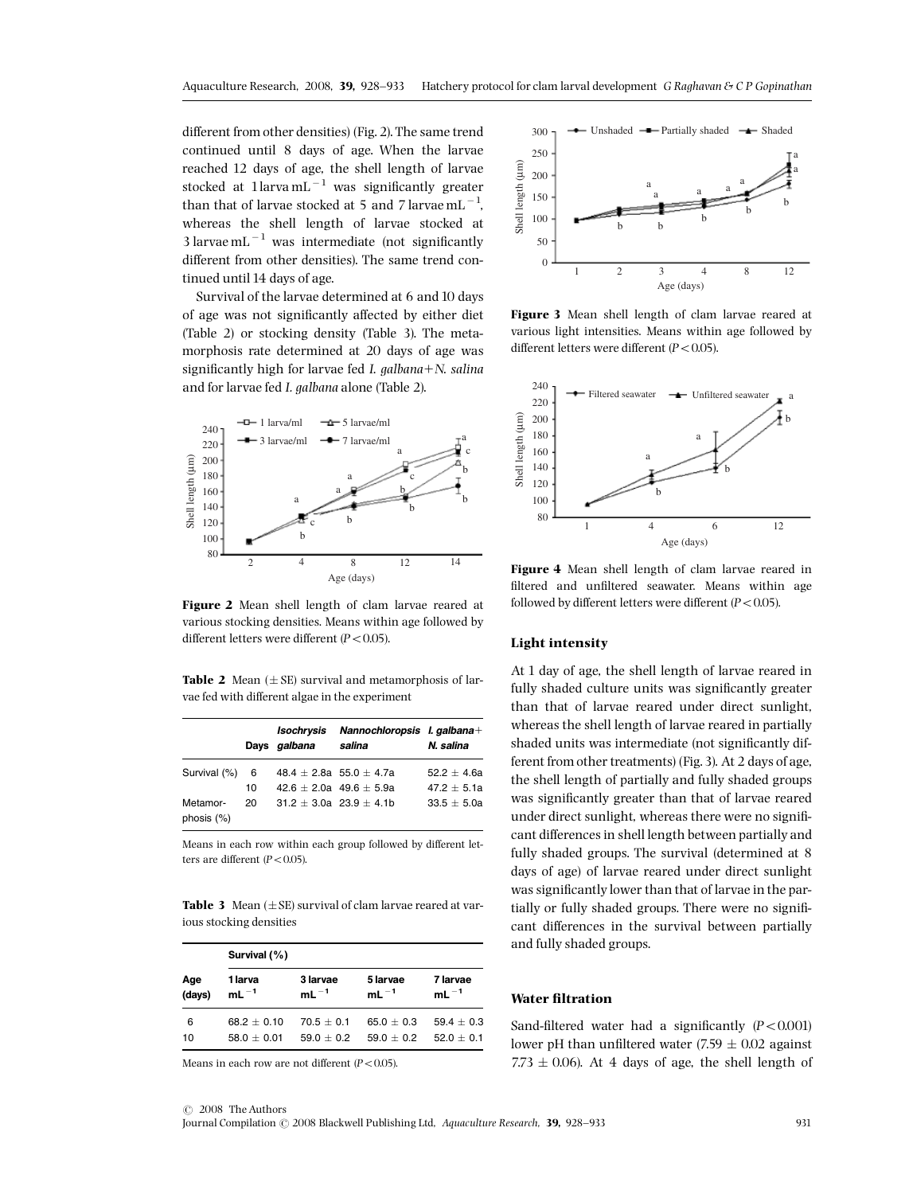different from other densities) (Fig. 2). The same trend continued until 8 days of age. When the larvae reached 12 days of age, the shell length of larvae stocked at 1 larva $mL^{-1}$ was significantly greater than that of larvae stocked at 5 and 7 larvae $mL^{-1}$, whereas the shell length of larvae stocked at 3 larvae $mL^{-1}$ was intermediate (not significantly different from other densities). The same trend continued until 14 days of age.

Survival of the larvae determined at 6 and 10 days of age was not significantly affected by either diet (Table 2) or stocking density (Table 3). The metamorphosis rate determined at 20 days of age was significantly high for larvae fed *I. galbana*+*N. salina* and for larvae fed *I. galbana* alone (Table 2).

**Figure 2** Mean shell length of clam larvae reared at various stocking densities. Means within age followed by different letters were different ($P<0.05$).

**Table 2** Mean (±SE) survival and metamorphosis of larvae fed with different algae in the experiment

| | Days | *Isochrysis galbana* | *Nannochloropsis salina* | *I. galbana*+ *N. salina* |
|---|---|---|---|---|
| Survival (%) | 6 | 48.4 ± 2.8a | 55.0 ± 4.7a | 52.2 ± 4.6a |
| | 10 | 42.6 ± 2.0a | 49.6 ± 5.9a | 47.2 ± 5.1a |
| Metamorphosis (%) | 20 | 31.2 ± 3.0a | 23.9 ± 4.1b | 33.5 ± 5.0a |

Means in each row within each group followed by different letters are different ($P<0.05$).

**Table 3** Mean (±SE) survival of clam larvae reared at various stocking densities

| | Survival (%) | | | |
|---|---|---|---|---|
| Age (days) | 1 larva $mL^{-1}$ | 3 larvae $mL^{-1}$ | 5 larvae $mL^{-1}$ | 7 larvae $mL^{-1}$ |
| 6 | 68.2 ± 0.10 | 70.5 ± 0.1 | 65.0 ± 0.3 | 59.4 ± 0.3 |
| 10 | 58.0 ± 0.01 | 59.0 ± 0.2 | 59.0 ± 0.2 | 52.0 ± 0.1 |

Means in each row are not different ($P<0.05$).

**Figure 3** Mean shell length of clam larvae reared at various light intensities. Means within age followed by different letters were different ($P<0.05$).

**Figure 4** Mean shell length of clam larvae reared in filtered and unfiltered seawater. Means within age followed by different letters were different ($P<0.05$).

### Light intensity

At 1 day of age, the shell length of larvae reared in fully shaded culture units was significantly greater than that of larvae reared under direct sunlight, whereas the shell length of larvae reared in partially shaded units was intermediate (not significantly different from other treatments) (Fig. 3). At 2 days of age, the shell length of partially and fully shaded groups was significantly greater than that of larvae reared under direct sunlight, whereas there were no significant differences in shell length between partially and fully shaded groups. The survival (determined at 8 days of age) of larvae reared under direct sunlight was significantly lower than that of larvae in the partially or fully shaded groups. There were no significant differences in the survival between partially and fully shaded groups.

### Water filtration

Sand-filtered water had a significantly ($P<0.001$) lower pH than unfiltered water (7.59 ± 0.02 against 7.73 ± 0.06). At 4 days of age, the shell length of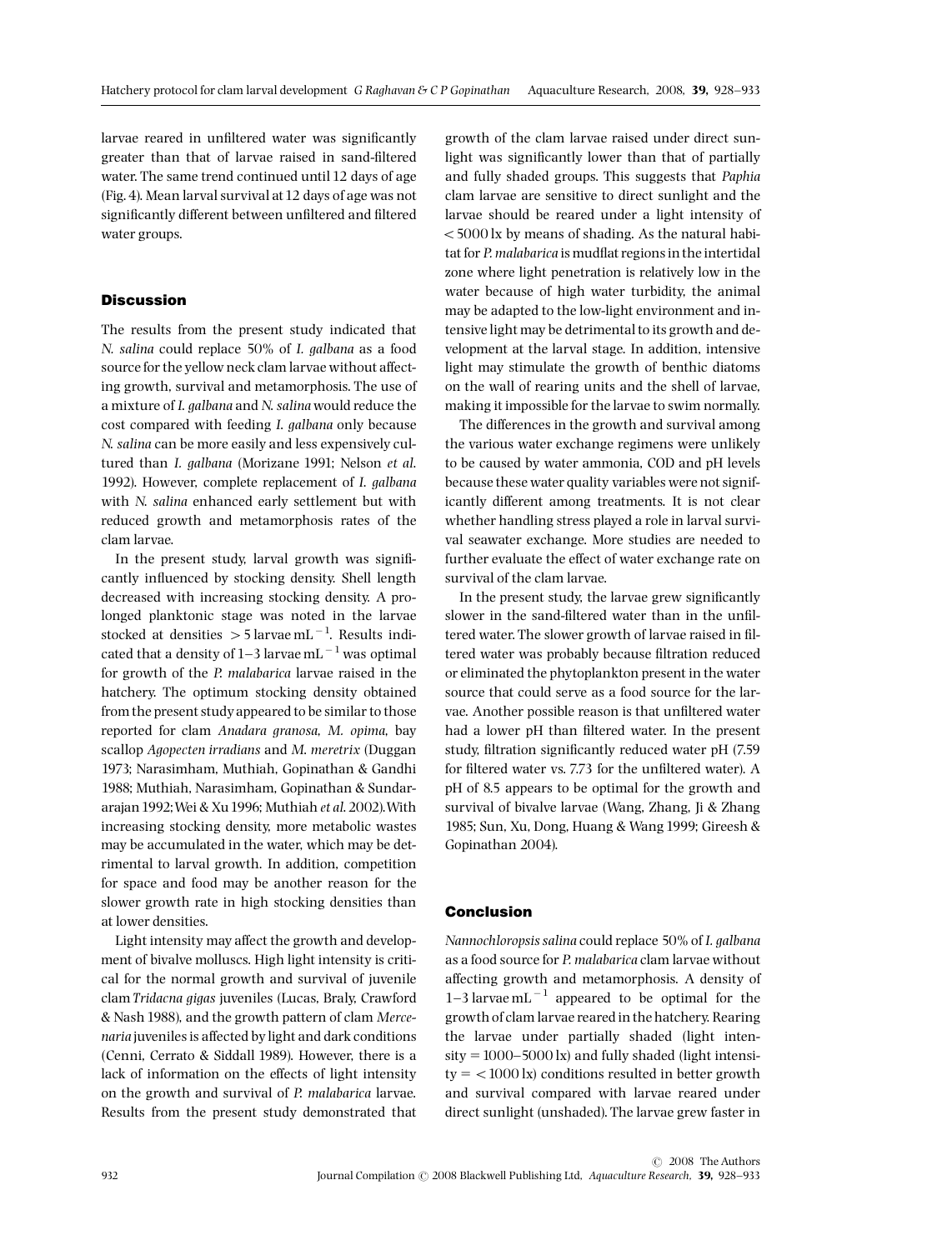larvae reared in unfiltered water was significantly greater than that of larvae raised in sand-filtered water. The same trend continued until 12 days of age (Fig. 4). Mean larval survival at 12 days of age was not significantly different between unfiltered and filtered water groups.

## Discussion

The results from the present study indicated that *N. salina* could replace 50% of *I. galbana* as a food source for the yellow neck clam larvae without affecting growth, survival and metamorphosis. The use of a mixture of *I. galbana* and *N. salina* would reduce the cost compared with feeding *I. galbana* only because *N. salina* can be more easily and less expensively cultured than *I. galbana* (Morizane 1991; Nelson *et al.* 1992). However, complete replacement of *I. galbana* with *N. salina* enhanced early settlement but with reduced growth and metamorphosis rates of the clam larvae.

In the present study, larval growth was significantly influenced by stocking density. Shell length decreased with increasing stocking density. A prolonged planktonic stage was noted in the larvae stocked at densities $>5$ larvae $mL^{-1}$. Results indicated that a density of 1–3 larvae $mL^{-1}$ was optimal for growth of the *P. malabarica* larvae raised in the hatchery. The optimum stocking density obtained from the present study appeared to be similar to those reported for clam *Anadara granosa*, *M. opima*, bay scallop *Agopecten irradians* and *M. meretrix* (Duggan 1973; Narasimham, Muthiah, Gopinathan & Gandhi 1988; Muthiah, Narasimham, Gopinathan & Sundararajan 1992; Wei & Xu 1996; Muthiah *et al.* 2002). With increasing stocking density, more metabolic wastes may be accumulated in the water, which may be detrimental to larval growth. In addition, competition for space and food may be another reason for the slower growth rate in high stocking densities than at lower densities.

Light intensity may affect the growth and development of bivalve molluscs. High light intensity is critical for the normal growth and survival of juvenile clam *Tridacna gigas* juveniles (Lucas, Braly, Crawford & Nash 1988), and the growth pattern of clam *Mercenaria* juveniles is affected by light and dark conditions (Cenni, Cerrato & Siddall 1989). However, there is a lack of information on the effects of light intensity on the growth and survival of *P. malabarica* larvae. Results from the present study demonstrated that growth of the clam larvae raised under direct sunlight was significantly lower than that of partially and fully shaded groups. This suggests that *Paphia* clam larvae are sensitive to direct sunlight and the larvae should be reared under a light intensity of $<5000$ lx by means of shading. As the natural habitat for *P. malabarica* is mudflat regions in the intertidal zone where light penetration is relatively low in the water because of high water turbidity, the animal may be adapted to the low-light environment and intensive light may be detrimental to its growth and development at the larval stage. In addition, intensive light may stimulate the growth of benthic diatoms on the wall of rearing units and the shell of larvae, making it impossible for the larvae to swim normally.

The differences in the growth and survival among the various water exchange regimens were unlikely to be caused by water ammonia, COD and pH levels because these water quality variables were not significantly different among treatments. It is not clear whether handling stress played a role in larval survival seawater exchange. More studies are needed to further evaluate the effect of water exchange rate on survival of the clam larvae.

In the present study, the larvae grew significantly slower in the sand-filtered water than in the unfiltered water. The slower growth of larvae raised in filtered water was probably because filtration reduced or eliminated the phytoplankton present in the water source that could serve as a food source for the larvae. Another possible reason is that unfiltered water had a lower pH than filtered water. In the present study, filtration significantly reduced water pH (7.59 for filtered water vs. 7.73 for the unfiltered water). A pH of 8.5 appears to be optimal for the growth and survival of bivalve larvae (Wang, Zhang, Ji & Zhang 1985; Sun, Xu, Dong, Huang & Wang 1999; Gireesh & Gopinathan 2004).

## Conclusion

*Nannochloropsis salina* could replace 50% of *I. galbana* as a food source for *P. malabarica* clam larvae without affecting growth and metamorphosis. A density of 1–3 larvae $mL^{-1}$ appeared to be optimal for the growth of clam larvae reared in the hatchery. Rearing the larvae under partially shaded (light intensity = 1000–5000 lx) and fully shaded (light intensity = $<1000$ lx) conditions resulted in better growth and survival compared with larvae reared under direct sunlight (unshaded). The larvae grew faster in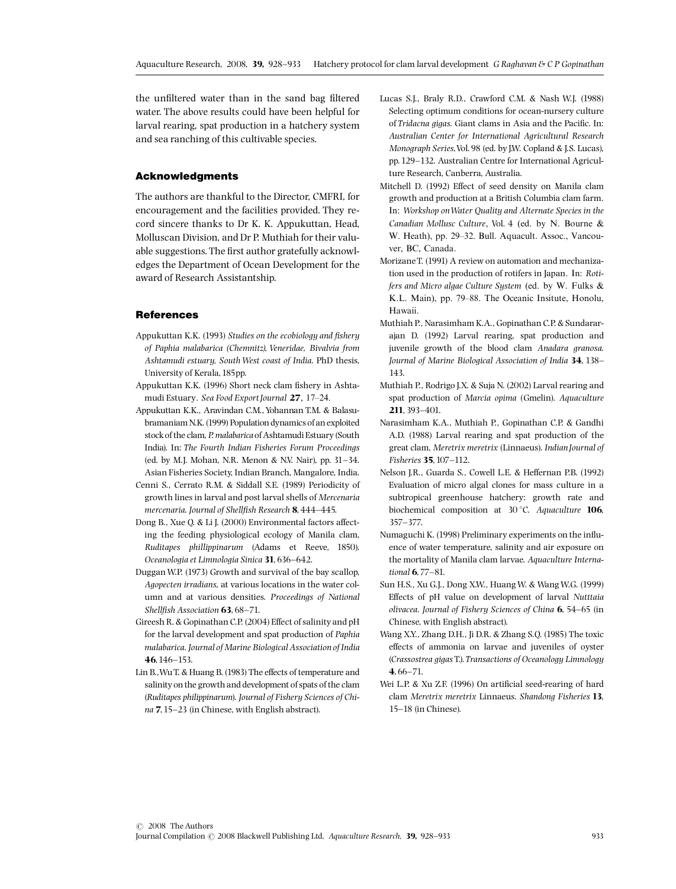the unfiltered water than in the sand bag filtered water. The above results could have been helpful for larval rearing, spat production in a hatchery system and sea ranching of this cultivable species.

## Acknowledgments

The authors are thankful to the Director, CMFRI, for encouragement and the facilities provided. They record sincere thanks to Dr K. K. Appukuttan, Head, Molluscan Division, and Dr P. Muthiah for their valuable suggestions. The first author gratefully acknowledges the Department of Ocean Development for the award of Research Assistantship.

## References

Appukuttan K.K. (1993) *Studies on the ecobiology and fishery of Paphia malabarica (Chemnitz), Veneridae, Bivalvia from Ashtamudi estuary, South West coast of India.* PhD thesis, University of Kerala, 185pp.

Appukuttan K.K. (1996) Short neck clam fishery in Ashtamudi Estuary. *Sea Food Export Journal* **27**, 17–24.

Appukuttan K.K., Aravindan C.M., Yohannan T.M. & Balasubramaniam N.K. (1999) Population dynamics of an exploited stock of the clam, *P. malabarica* of Ashtamudi Estuary (South India). In: *The Fourth Indian Fisheries Forum Proceedings* (ed. by M.J. Mohan, N.R. Menon & N.V. Nair), pp. 31–34. Asian Fisheries Society, Indian Branch, Mangalore, India.

Cenni S., Cerrato R.M. & Siddall S.E. (1989) Periodicity of growth lines in larval and post larval shells of *Mercenaria mercenaria*. *Journal of Shellfish Research* **8**, 444–445.

Dong B., Xue Q. & Li J. (2000) Environmental factors affecting the feeding physiological ecology of Manila clam, *Ruditapes phillippinarum* (Adams et Reeve, 1850). *Oceanologia et Limnologia Sinica* **31**, 636–642.

Duggan W.P. (1973) Growth and survival of the bay scallop, *Agopecten irradians*, at various locations in the water column and at various densities. *Proceedings of National Shellfish Association* **63**, 68–71.

Gireesh R. & Gopinathan C.P. (2004) Effect of salinity and pH for the larval development and spat production of *Paphia malabarica*. *Journal of Marine Biological Association of India* **46**, 146–153.

Lin B., Wu T. & Huang B. (1983) The effects of temperature and salinity on the growth and development of spats of the clam (*Ruditapes philippinarum*). *Journal of Fishery Sciences of China* **7**, 15–23 (in Chinese, with English abstract).

Lucas S.J., Braly R.D., Crawford C.M. & Nash W.J. (1988) Selecting optimum conditions for ocean-nursery culture of *Tridacna gigas*. Giant clams in Asia and the Pacific. In: *Australian Center for International Agricultural Research Monograph Series*, Vol. 98 (ed. by J.W. Copland & J.S. Lucas), pp. 129–132. Australian Centre for International Agricultural Research, Canberra, Australia.

Mitchell D. (1992) Effect of seed density on Manila clam growth and production at a British Columbia clam farm. In: *Workshop on Water Quality and Alternate Species in the Canadian Mollusc Culture*, Vol. 4 (ed. by N. Bourne & W. Heath), pp. 29–32. Bull. Aquacult. Assoc., Vancouver, BC, Canada.

Morizane T. (1991) A review on automation and mechanization used in the production of rotifers in Japan. In: *Rotifers and Micro algae Culture System* (ed. by W. Fulks & K.L. Main), pp. 79–88. The Oceanic Insitute, Honolu, Hawaii.

Muthiah P., Narasimham K.A., Gopinathan C.P. & Sundararajan D. (1992) Larval rearing, spat production and juvenile growth of the blood clam *Anadara granosa*. *Journal of Marine Biological Association of India* **34**, 138–143.

Muthiah P., Rodrigo J.X. & Suja N. (2002) Larval rearing and spat production of *Marcia opima* (Gmelin). *Aquaculture* **211**, 393–401.

Narasimham K.A., Muthiah P., Gopinathan C.P. & Gandhi A.D. (1988) Larval rearing and spat production of the great clam, *Meretrix meretrix* (Linnaeus). *Indian Journal of Fisheries* **35**, 107–112.

Nelson J.R., Guarda S., Cowell L.E. & Heffernan P.B. (1992) Evaluation of micro algal clones for mass culture in a subtropical greenhouse hatchery: growth rate and biochemical composition at 30 °C. *Aquaculture* **106**, 357–377.

Numaguchi K. (1998) Preliminary experiments on the influence of water temperature, salinity and air exposure on the mortality of Manila clam larvae. *Aquaculture International* **6**, 77–81.

Sun H.S., Xu G.J., Dong X.W., Huang W. & Wang W.G. (1999) Effects of pH value on development of larval *Nutttaia olivacea*. *Journal of Fishery Sciences of China* **6**, 54–65 (in Chinese, with English abstract).

Wang X.Y., Zhang D.H., Ji D.R. & Zhang S.Q. (1985) The toxic effects of ammonia on larvae and juveniles of oyster (*Crassostrea gigas* T.). *Transactions of Oceanology Limnology* **4**, 66–71.

Wei L.P. & Xu Z.F. (1996) On artificial seed-rearing of hard clam *Meretrix meretrix* Linnaeus. *Shandong Fisheries* **13**, 15–18 (in Chinese).